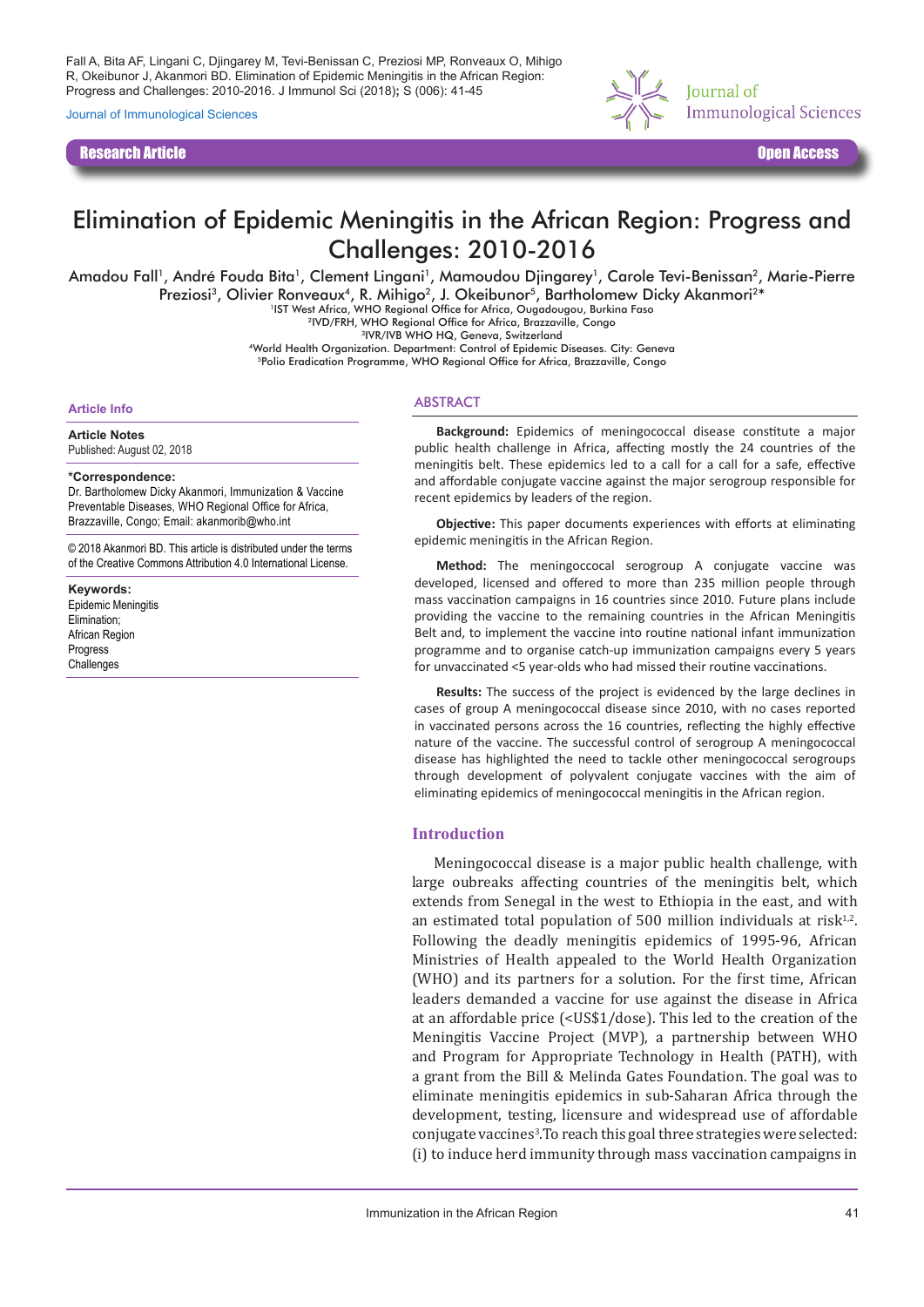Fall A, Bita AF, Lingani C, Djingarey M, Tevi-Benissan C, Preziosi MP, Ronveaux O, Mihigo R, Okeibunor J, Akanmori BD. Elimination of Epidemic Meningitis in the African Region: Progress and Challenges: 2010-2016. J Immunol Sci (2018); S (006): 41-45

Journal of Immunological Sciences

**Research Article** | **Open Access**

# Elimination of Epidemic Meningitis in the African Region: Progress and Challenges: 2010-2016

Amadou Fall[1], André Fouda Bita[1], Clement Lingani[1], Mamoudou Djingarey[1], Carole Tevi-Benissan[2], Marie-Pierre Preziosi[3], Olivier Ronveaux[4], R. Mihigo[2], J. Okeibunor[5], Bartholomew Dicky Akanmori[2]*

[1]IST West Africa, WHO Regional Office for Africa, Ougadougou, Burkina Faso
[2]IVD/FRH, WHO Regional Office for Africa, Brazzaville, Congo
[3]IVR/IVB WHO HQ, Geneva, Switzerland
[4]World Health Organization. Department: Control of Epidemic Diseases. City: Geneva
[5]Polio Eradication Programme, WHO Regional Office for Africa, Brazzaville, Congo

### Article Info

**Article Notes**
Published: August 02, 2018

***Correspondence:**
Dr. Bartholomew Dicky Akanmori, Immunization & Vaccine Preventable Diseases, WHO Regional Office for Africa, Brazzaville, Congo; Email: akanmorib@who.int

© 2018 Akanmori BD. This article is distributed under the terms of the Creative Commons Attribution 4.0 International License.

**Keywords:**
Epidemic Meningitis
Elimination;
African Region
Progress
Challenges

## ABSTRACT

**Background:** Epidemics of meningococcal disease constitute a major public health challenge in Africa, affecting mostly the 24 countries of the meningitis belt. These epidemics led to a call for a call for a safe, effective and affordable conjugate vaccine against the major serogroup responsible for recent epidemics by leaders of the region.

**Objective:** This paper documents experiences with efforts at eliminating epidemic meningitis in the African Region.

**Method:** The meningococcal serogroup A conjugate vaccine was developed, licensed and offered to more than 235 million people through mass vaccination campaigns in 16 countries since 2010. Future plans include providing the vaccine to the remaining countries in the African Meningitis Belt and, to implement the vaccine into routine national infant immunization programme and to organise catch-up immunization campaigns every 5 years for unvaccinated <5 year-olds who had missed their routine vaccinations.

**Results:** The success of the project is evidenced by the large declines in cases of group A meningococcal disease since 2010, with no cases reported in vaccinated persons across the 16 countries, reflecting the highly effective nature of the vaccine. The successful control of serogroup A meningococcal disease has highlighted the need to tackle other meningococcal serogroups through development of polyvalent conjugate vaccines with the aim of eliminating epidemics of meningococcal meningitis in the African region.

## Introduction

Meningococcal disease is a major public health challenge, with large oubreaks affecting countries of the meningitis belt, which extends from Senegal in the west to Ethiopia in the east, and with an estimated total population of 500 million individuals at risk[1,2]. Following the deadly meningitis epidemics of 1995-96, African Ministries of Health appealed to the World Health Organization (WHO) and its partners for a solution. For the first time, African leaders demanded a vaccine for use against the disease in Africa at an affordable price (<US$1/dose). This led to the creation of the Meningitis Vaccine Project (MVP), a partnership between WHO and Program for Appropriate Technology in Health (PATH), with a grant from the Bill & Melinda Gates Foundation. The goal was to eliminate meningitis epidemics in sub-Saharan Africa through the development, testing, licensure and widespread use of affordable conjugate vaccines[3].To reach this goal three strategies were selected: (i) to induce herd immunity through mass vaccination campaigns in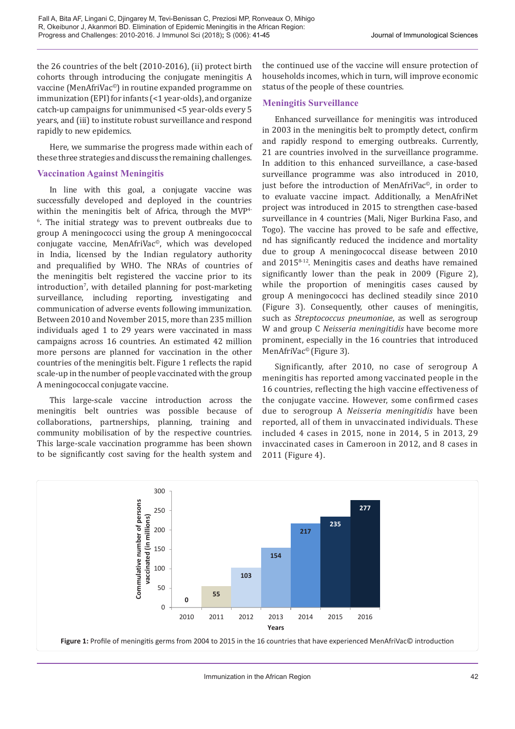the 26 countries of the belt (2010-2016), (ii) protect birth cohorts through introducing the conjugate meningitis A vaccine (MenAfriVac©) in routine expanded programme on immunization (EPI) for infants (<1 year-olds), and organize catch-up campaigns for unimmunised <5 year-olds every 5 years, and (iii) to institute robust surveillance and respond rapidly to new epidemics.

Here, we summarise the progress made within each of these three strategies and discuss the remaining challenges.

## Vaccination Against Meningitis

In line with this goal, a conjugate vaccine was successfully developed and deployed in the countries within the meningitis belt of Africa, through the MVP[4-6]. The initial strategy was to prevent outbreaks due to group A meningococci using the group A meningococcal conjugate vaccine, MenAfriVac©, which was developed in India, licensed by the Indian regulatory authority and prequalified by WHO. The NRAs of countries of the meningitis belt registered the vaccine prior to its introduction[7], with detailed planning for post-marketing surveillance, including reporting, investigating and communication of adverse events following immunization. Between 2010 and November 2015, more than 235 million individuals aged 1 to 29 years were vaccinated in mass campaigns across 16 countries. An estimated 42 million more persons are planned for vaccination in the other countries of the meningitis belt. Figure 1 reflects the rapid scale-up in the number of people vaccinated with the group A meningococcal conjugate vaccine.

This large-scale vaccine introduction across the meningitis belt ountries was possible because of collaborations, partnerships, planning, training and community mobilisation of by the respective countries. This large-scale vaccination programme has been shown to be significantly cost saving for the health system and the continued use of the vaccine will ensure protection of households incomes, which in turn, will improve economic status of the people of these countries.

## Meningitis Surveillance

Enhanced surveillance for meningitis was introduced in 2003 in the meningitis belt to promptly detect, confirm and rapidly respond to emerging outbreaks. Currently, 21 are countries involved in the surveillance programme. In addition to this enhanced surveillance, a case-based surveillance programme was also introduced in 2010, just before the introduction of MenAfriVac©, in order to to evaluate vaccine impact. Additionally, a MenAfriNet project was introduced in 2015 to strengthen case-based surveillance in 4 countries (Mali, Niger Burkina Faso, and Togo). The vaccine has proved to be safe and effective, nd has significantly reduced the incidence and mortality due to group A meningococcal disease between 2010 and 2015[8-12]. Meningitis cases and deaths have remained significantly lower than the peak in 2009 (Figure 2), while the proportion of meningitis cases caused by group A meningococci has declined steadily since 2010 (Figure 3). Consequently, other causes of meningitis, such as *Streptococcus pneumoniae*, as well as serogroup W and group C *Neisseria meningitidis* have become more prominent, especially in the 16 countries that introduced MenAfriVac© (Figure 3).

Significantly, after 2010, no case of serogroup A meningitis has reported among vaccinated people in the 16 countries, reflecting the high vaccine effectiveness of the conjugate vaccine. However, some confirmed cases due to serogroup A *Neisseria meningitidis* have been reported, all of them in unvaccinated individuals. These included 4 cases in 2015, none in 2014, 5 in 2013, 29 invaccinated cases in Cameroon in 2012, and 8 cases in 2011 (Figure 4).

| Years | Commulative number of persons vaccinated (in millions) |
|---|---|
| 2010 | 0 |
| 2011 | 55 |
| 2012 | 103 |
| 2013 | 154 |
| 2014 | 217 |
| 2015 | 235 |
| 2016 | 277 |

**Figure 1:** Profile of meningitis germs from 2004 to 2015 in the 16 countries that have experienced MenAfriVac© introduction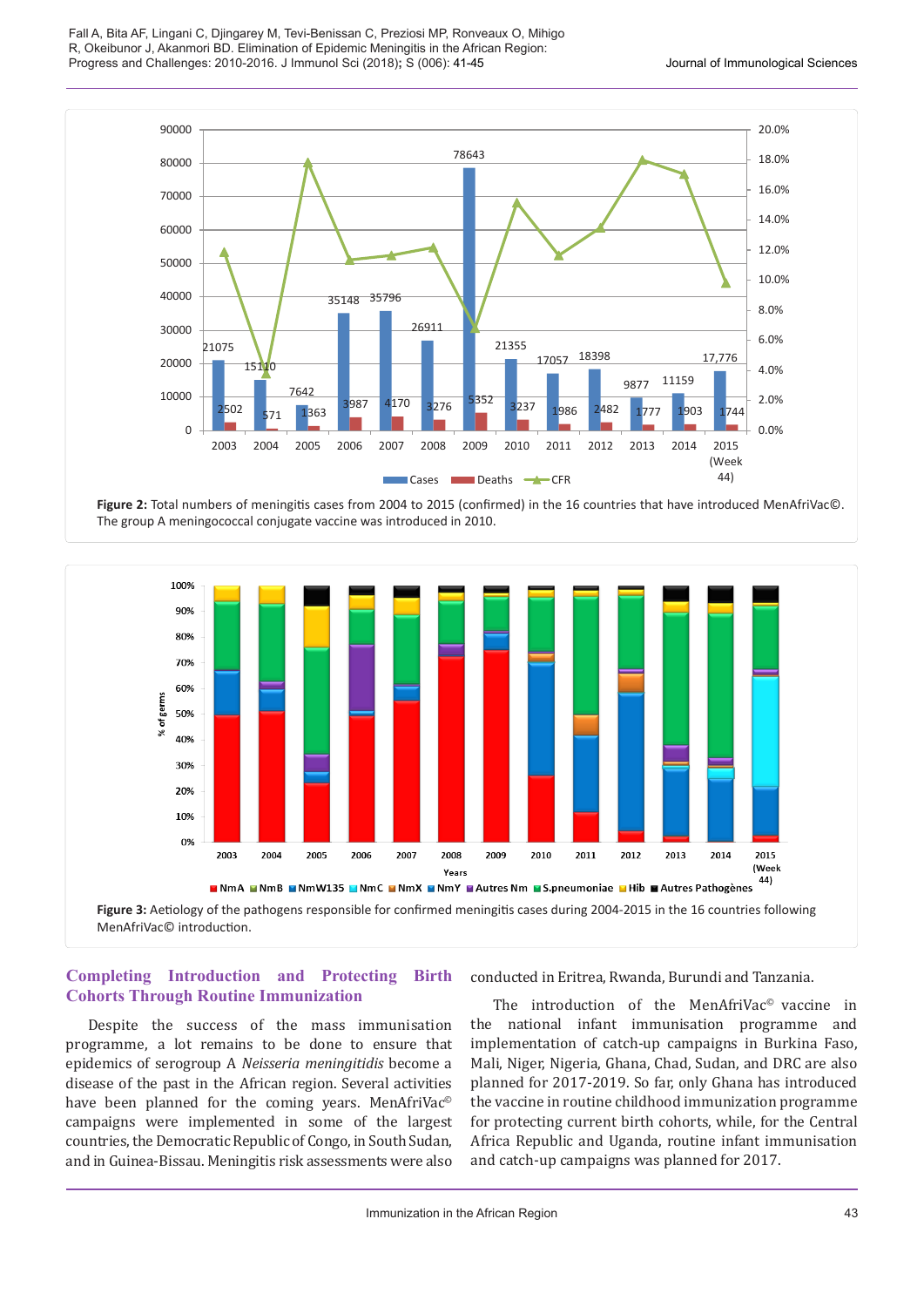**Figure 2:** Total numbers of meningitis cases from 2004 to 2015 (confirmed) in the 16 countries that have introduced MenAfriVac©. The group A meningococcal conjugate vaccine was introduced in 2010.

**Figure 3:** Aetiology of the pathogens responsible for confirmed meningitis cases during 2004-2015 in the 16 countries following MenAfriVac© introduction.

## Completing Introduction and Protecting Birth Cohorts Through Routine Immunization

Despite the success of the mass immunisation programme, a lot remains to be done to ensure that epidemics of serogroup A *Neisseria meningitidis* become a disease of the past in the African region. Several activities have been planned for the coming years. MenAfriVac© campaigns were implemented in some of the largest countries, the Democratic Republic of Congo, in South Sudan, and in Guinea-Bissau. Meningitis risk assessments were also conducted in Eritrea, Rwanda, Burundi and Tanzania.

The introduction of the MenAfriVac© vaccine in the national infant immunisation programme and implementation of catch-up campaigns in Burkina Faso, Mali, Niger, Nigeria, Ghana, Chad, Sudan, and DRC are also planned for 2017-2019. So far, only Ghana has introduced the vaccine in routine childhood immunization programme for protecting current birth cohorts, while, for the Central Africa Republic and Uganda, routine infant immunisation and catch-up campaigns was planned for 2017.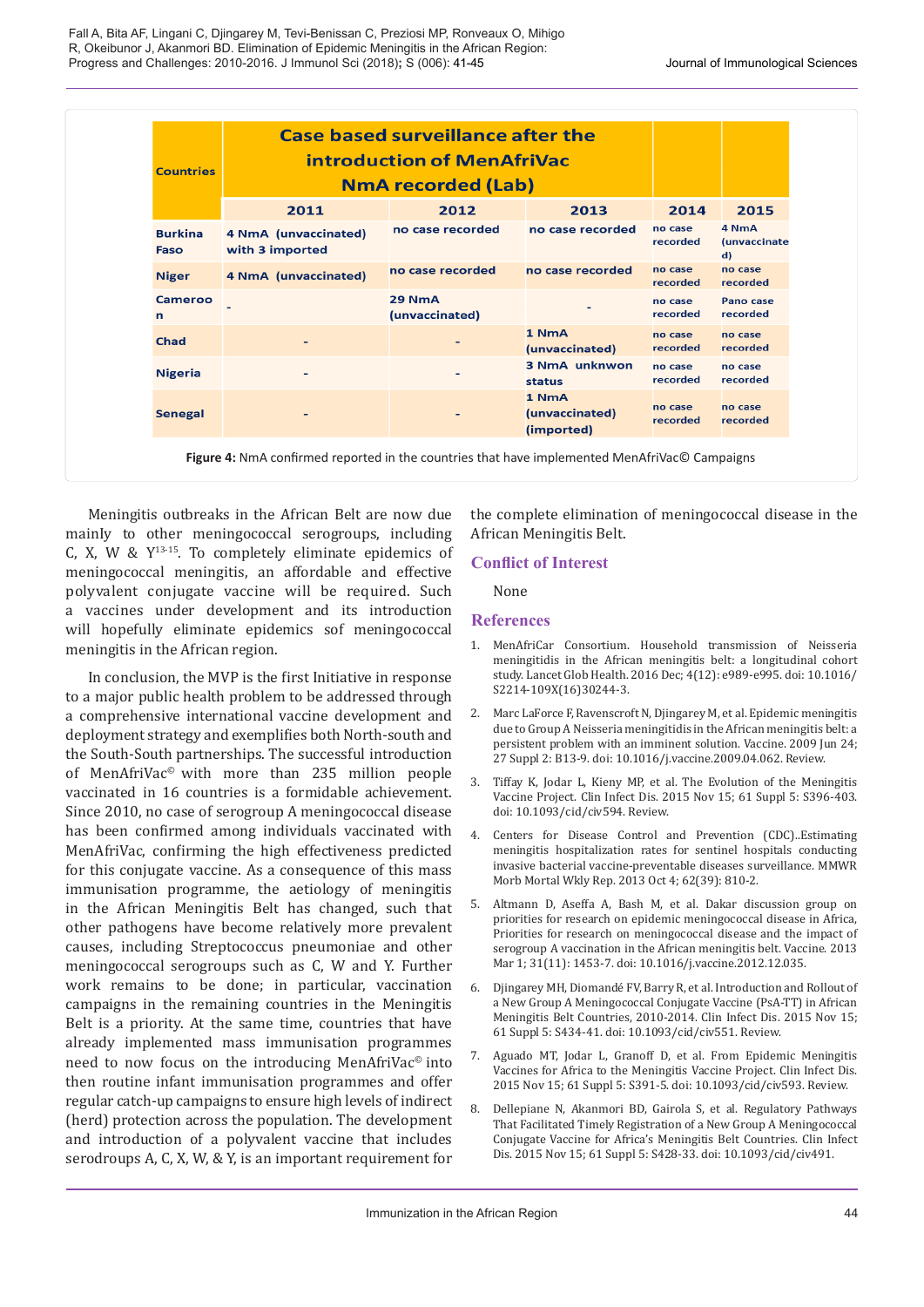| Countries | Case based surveillance after the introduction of MenAfriVac NmA recorded (Lab) | | | | |
|---|---|---|---|---|---|
| | 2011 | 2012 | 2013 | 2014 | 2015 |
| Burkina Faso | 4 NmA (unvaccinated) with 3 imported | no case recorded | no case recorded | no case recorded | 4 NmA (unvaccinated) |
| Niger | 4 NmA (unvaccinated) | no case recorded | no case recorded | no case recorded | no case recorded |
| Cameroon | - | 29 NmA (unvaccinated) | - | no case recorded | Pano case recorded |
| Chad | - | - | 1 NmA (unvaccinated) | no case recorded | no case recorded |
| Nigeria | - | - | 3 NmA unknwon status | no case recorded | no case recorded |
| Senegal | - | - | 1 NmA (unvaccinated) (imported) | no case recorded | no case recorded |

**Figure 4:** NmA confirmed reported in the countries that have implemented MenAfriVac© Campaigns

Meningitis outbreaks in the African Belt are now due mainly to other meningococcal serogroups, including C, X, W & Y[13-15]. To completely eliminate epidemics of meningococcal meningitis, an affordable and effective polyvalent conjugate vaccine will be required. Such a vaccines under development and its introduction will hopefully eliminate epidemics sof meningococcal meningitis in the African region.

In conclusion, the MVP is the first Initiative in response to a major public health problem to be addressed through a comprehensive international vaccine development and deployment strategy and exemplifies both North-south and the South-South partnerships. The successful introduction of MenAfriVac© with more than 235 million people vaccinated in 16 countries is a formidable achievement. Since 2010, no case of serogroup A meningococcal disease has been confirmed among individuals vaccinated with MenAfriVac, confirming the high effectiveness predicted for this conjugate vaccine. As a consequence of this mass immunisation programme, the aetiology of meningitis in the African Meningitis Belt has changed, such that other pathogens have become relatively more prevalent causes, including Streptococcus pneumoniae and other meningococcal serogroups such as C, W and Y. Further work remains to be done; in particular, vaccination campaigns in the remaining countries in the Meningitis Belt is a priority. At the same time, countries that have already implemented mass immunisation programmes need to now focus on the introducing MenAfriVac© into then routine infant immunisation programmes and offer regular catch-up campaigns to ensure high levels of indirect (herd) protection across the population. The development and introduction of a polyvalent vaccine that includes serodroups A, C, X, W, & Y, is an important requirement for the complete elimination of meningococcal disease in the African Meningitis Belt.

## Conflict of Interest

None

## References

1. MenAfriCar Consortium. Household transmission of Neisseria meningitidis in the African meningitis belt: a longitudinal cohort study. Lancet Glob Health. 2016 Dec; 4(12): e989-e995. doi: 10.1016/S2214-109X(16)30244-3.

2. Marc LaForce F, Ravenscroft N, Djingarey M, et al. Epidemic meningitis due to Group A Neisseria meningitidis in the African meningitis belt: a persistent problem with an imminent solution. Vaccine. 2009 Jun 24; 27 Suppl 2: B13-9. doi: 10.1016/j.vaccine.2009.04.062. Review.

3. Tiffay K, Jodar L, Kieny MP, et al. The Evolution of the Meningitis Vaccine Project. Clin Infect Dis. 2015 Nov 15; 61 Suppl 5: S396-403. doi: 10.1093/cid/civ594. Review.

4. Centers for Disease Control and Prevention (CDC)..Estimating meningitis hospitalization rates for sentinel hospitals conducting invasive bacterial vaccine-preventable diseases surveillance. MMWR Morb Mortal Wkly Rep. 2013 Oct 4; 62(39): 810-2.

5. Altmann D, Aseffa A, Bash M, et al. Dakar discussion group on priorities for research on epidemic meningococcal disease in Africa, Priorities for research on meningococcal disease and the impact of serogroup A vaccination in the African meningitis belt. Vaccine. 2013 Mar 1; 31(11): 1453-7. doi: 10.1016/j.vaccine.2012.12.035.

6. Djingarey MH, Diomandé FV, Barry R, et al. Introduction and Rollout of a New Group A Meningococcal Conjugate Vaccine (PsA-TT) in African Meningitis Belt Countries, 2010-2014. Clin Infect Dis. 2015 Nov 15; 61 Suppl 5: S434-41. doi: 10.1093/cid/civ551. Review.

7. Aguado MT, Jodar L, Granoff D, et al. From Epidemic Meningitis Vaccines for Africa to the Meningitis Vaccine Project. Clin Infect Dis. 2015 Nov 15; 61 Suppl 5: S391-5. doi: 10.1093/cid/civ593. Review.

8. Dellepiane N, Akanmori BD, Gairola S, et al. Regulatory Pathways That Facilitated Timely Registration of a New Group A Meningococcal Conjugate Vaccine for Africa's Meningitis Belt Countries. Clin Infect Dis. 2015 Nov 15; 61 Suppl 5: S428-33. doi: 10.1093/cid/civ491.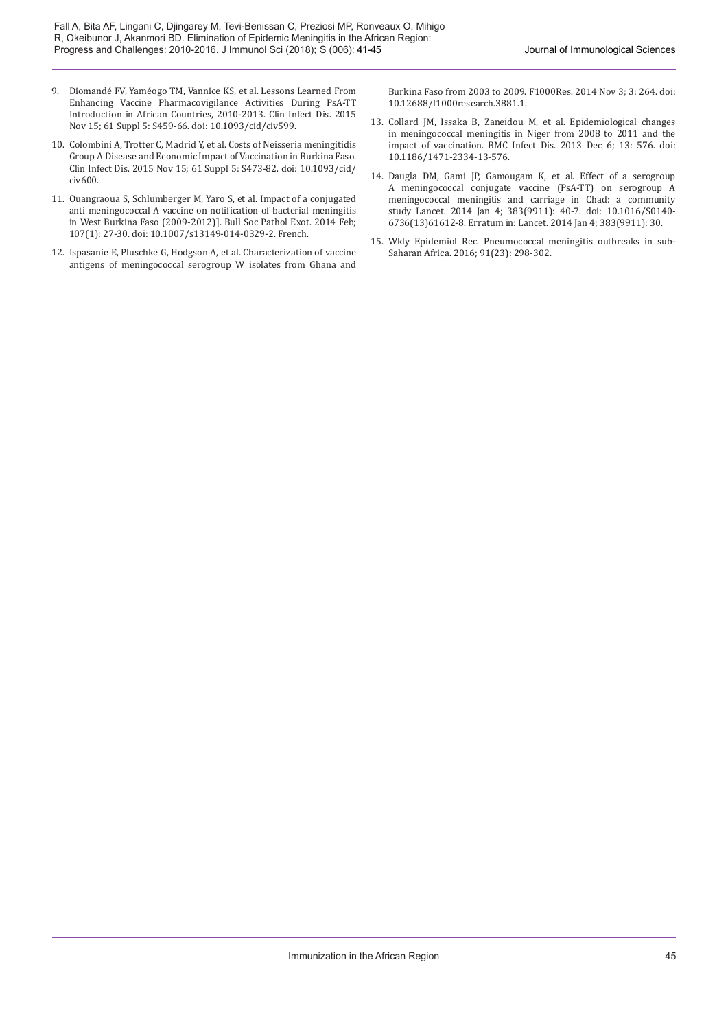9. Diomandé FV, Yaméogo TM, Vannice KS, et al. Lessons Learned From Enhancing Vaccine Pharmacovigilance Activities During PsA-TT Introduction in African Countries, 2010-2013. Clin Infect Dis. 2015 Nov 15; 61 Suppl 5: S459-66. doi: 10.1093/cid/civ599.

10. Colombini A, Trotter C, Madrid Y, et al. Costs of Neisseria meningitidis Group A Disease and Economic Impact of Vaccination in Burkina Faso. Clin Infect Dis. 2015 Nov 15; 61 Suppl 5: S473-82. doi: 10.1093/cid/civ600.

11. Ouangraoua S, Schlumberger M, Yaro S, et al. Impact of a conjugated anti meningococcal A vaccine on notification of bacterial meningitis in West Burkina Faso (2009-2012)]. Bull Soc Pathol Exot. 2014 Feb; 107(1): 27-30. doi: 10.1007/s13149-014-0329-2. French.

12. Ispasanie E, Pluschke G, Hodgson A, et al. Characterization of vaccine antigens of meningococcal serogroup W isolates from Ghana and Burkina Faso from 2003 to 2009. F1000Res. 2014 Nov 3; 3: 264. doi: 10.12688/f1000research.3881.1.

13. Collard JM, Issaka B, Zaneidou M, et al. Epidemiological changes in meningococcal meningitis in Niger from 2008 to 2011 and the impact of vaccination. BMC Infect Dis. 2013 Dec 6; 13: 576. doi: 10.1186/1471-2334-13-576.

14. Daugla DM, Gami JP, Gamougam K, et al. Effect of a serogroup A meningococcal conjugate vaccine (PsA-TT) on serogroup A meningococcal meningitis and carriage in Chad: a community study Lancet. 2014 Jan 4; 383(9911): 40-7. doi: 10.1016/S0140-6736(13)61612-8. Erratum in: Lancet. 2014 Jan 4; 383(9911): 30.

15. Wkly Epidemiol Rec. Pneumococcal meningitis outbreaks in sub-Saharan Africa. 2016; 91(23): 298-302.